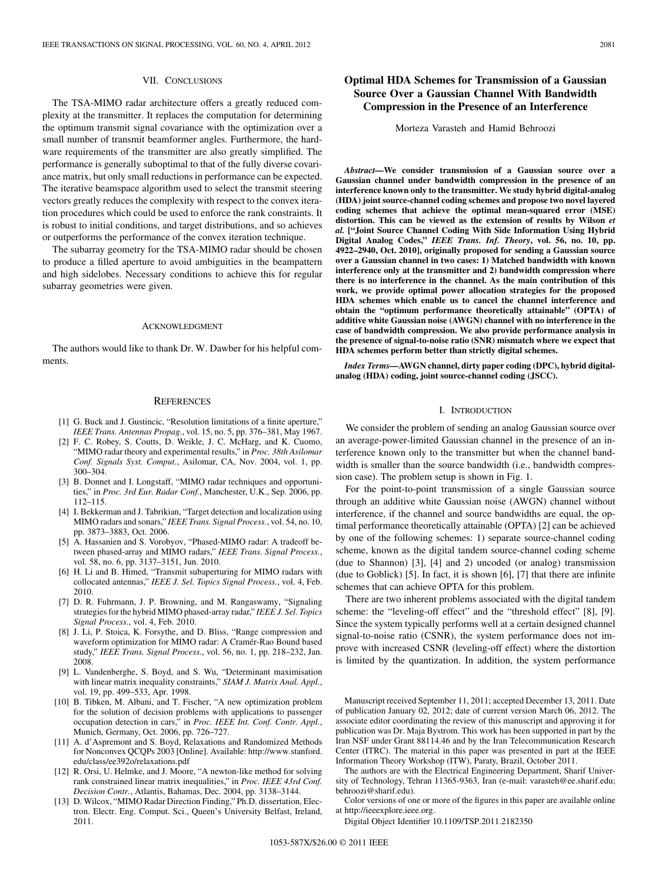## VII. Conclusions

The TSA-MIMO radar architecture offers a greatly reduced complexity at the transmitter. It replaces the computation for determining the optimum transmit signal covariance with the optimization over a small number of transmit beamformer angles. Furthermore, the hardware requirements of the transmitter are also greatly simplified. The performance is generally suboptimal to that of the fully diverse covariance matrix, but only small reductions in performance can be expected. The iterative beamspace algorithm used to select the transmit steering vectors greatly reduces the complexity with respect to the convex iteration procedures which could be used to enforce the rank constraints. It is robust to initial conditions, and target distributions, and so achieves or outperforms the performance of the convex iteration technique.

The subarray geometry for the TSA-MIMO radar should be chosen to produce a filled aperture to avoid ambiguities in the beampattern and high sidelobes. Necessary conditions to achieve this for regular subarray geometries were given.

## Acknowledgment

The authors would like to thank Dr. W. Dawber for his helpful comments.

## References

[1] G. Buck and J. Gustincic, "Resolution limitations of a finite aperture," *IEEE Trans. Antennas Propag.*, vol. 15, no. 5, pp. 376–381, May 1967.

[2] F. C. Robey, S. Coutts, D. Weikle, J. C. McHarg, and K. Cuomo, "MIMO radar theory and experimental results," in *Proc. 38th Asilomar Conf. Signals Syst. Comput.*, Asilomar, CA, Nov. 2004, vol. 1, pp. 300–304.

[3] B. Donnet and I. Longstaff, "MIMO radar techniques and opportunities," in *Proc. 3rd Eur. Radar Conf.*, Manchester, U.K., Sep. 2006, pp. 112–115.

[4] I. Bekkerman and J. Tabrikian, "Target detection and localization using MIMO radars and sonars," *IEEE Trans. Signal Process.*, vol. 54, no. 10, pp. 3873–3883, Oct. 2006.

[5] A. Hassanien and S. Vorobyov, "Phased-MIMO radar: A tradeoff between phased-array and MIMO radars," *IEEE Trans. Signal Process.*, vol. 58, no. 6, pp. 3137–3151, Jun. 2010.

[6] H. Li and B. Himed, "Transmit subaperturing for MIMO radars with collocated antennas," *IEEE J. Sel. Topics Signal Process.*, vol. 4, Feb. 2010.

[7] D. R. Fuhrmann, J. P. Browning, and M. Rangaswamy, "Signaling strategies for the hybrid MIMO phased-array radar," *IEEE J. Sel. Topics Signal Process.*, vol. 4, Feb. 2010.

[8] J. Li, P. Stoica, K. Forsythe, and D. Bliss, "Range compression and waveform optimization for MIMO radar: A Cramér-Rao Bound based study," *IEEE Trans. Signal Process.*, vol. 56, no. 1, pp. 218–232, Jan. 2008.

[9] L. Vandenberghe, S. Boyd, and S. Wu, "Determinant maximisation with linear matrix inequality constraints," *SIAM J. Matrix Anal. Appl.*, vol. 19, pp. 499–533, Apr. 1998.

[10] B. Tibken, M. Albani, and T. Fischer, "A new optimization problem for the solution of decision problems with applications to passenger occupation detection in cars," in *Proc. IEEE Int. Conf. Contr. Appl.*, Munich, Germany, Oct. 2006, pp. 726–727.

[11] A. d'Aspremont and S. Boyd, Relaxations and Randomized Methods for Nonconvex QCQPs 2003 [Online]. Available: http://www.stanford.edu/class/ee392o/relaxations.pdf

[12] R. Orsi, U. Helmke, and J. Moore, "A newton-like method for solving rank constrained linear matrix inequalities," in *Proc. IEEE 43rd Conf. Decision Contr.*, Atlantis, Bahamas, Dec. 2004, pp. 3138–3144.

[13] D. Wilcox, "MIMO Radar Direction Finding," Ph.D. dissertation, Electron. Electr. Eng. Comput. Sci., Queen's University Belfast, Ireland, 2011.

# Optimal HDA Schemes for Transmission of a Gaussian Source Over a Gaussian Channel With Bandwidth Compression in the Presence of an Interference

Morteza Varasteh and Hamid Behroozi

***Abstract*—We consider transmission of a Gaussian source over a Gaussian channel under bandwidth compression in the presence of an interference known only to the transmitter. We study hybrid digital-analog (HDA) joint source-channel coding schemes and propose two novel layered coding schemes that achieve the optimal mean-squared error (MSE) distortion. This can be viewed as the extension of results by Wilson *et al.* ["Joint Source Channel Coding With Side Information Using Hybrid Digital Analog Codes," *IEEE Trans. Inf. Theory*, vol. 56, no. 10, pp. 4922–2940, Oct. 2010], originally proposed for sending a Gaussian source over a Gaussian channel in two cases: 1) Matched bandwidth with known interference only at the transmitter and 2) bandwidth compression where there is no interference in the channel. As the main contribution of this work, we provide optimal power allocation strategies for the proposed HDA schemes which enable us to cancel the channel interference and obtain the "optimum performance theoretically attainable" (OPTA) of additive white Gaussian noise (AWGN) channel with no interference in the case of bandwidth compression. We also provide performance analysis in the presence of signal-to-noise ratio (SNR) mismatch where we expect that HDA schemes perform better than strictly digital schemes.**

***Index Terms*—AWGN channel, dirty paper coding (DPC), hybrid digital-analog (HDA) coding, joint source-channel coding (JSCC).**

## I. Introduction

We consider the problem of sending an analog Gaussian source over an average-power-limited Gaussian channel in the presence of an interference known only to the transmitter but when the channel bandwidth is smaller than the source bandwidth (i.e., bandwidth compression case). The problem setup is shown in Fig. 1.

For the point-to-point transmission of a single Gaussian source through an additive white Gaussian noise (AWGN) channel without interference, if the channel and source bandwidths are equal, the optimal performance theoretically attainable (OPTA) [2] can be achieved by one of the following schemes: 1) separate source-channel coding scheme, known as the digital tandem source-channel coding scheme (due to Shannon) [3], [4] and 2) uncoded (or analog) transmission (due to Goblick) [5]. In fact, it is shown [6], [7] that there are infinite schemes that can achieve OPTA for this problem.

There are two inherent problems associated with the digital tandem scheme: the "leveling-off effect" and the "threshold effect" [8], [9]. Since the system typically performs well at a certain designed channel signal-to-noise ratio (CSNR), the system performance does not improve with increased CSNR (leveling-off effect) where the distortion is limited by the quantization. In addition, the system performance

Manuscript received September 11, 2011; accepted December 13, 2011. Date of publication January 02, 2012; date of current version March 06, 2012. The associate editor coordinating the review of this manuscript and approving it for publication was Dr. Maja Bystrom. This work has been supported in part by the Iran NSF under Grant 88114.46 and by the Iran Telecommunication Research Center (ITRC). The material in this paper was presented in part at the IEEE Information Theory Workshop (ITW), Paraty, Brazil, October 2011.

The authors are with the Electrical Engineering Department, Sharif University of Technology, Tehran 11365-9363, Iran (e-mail: varasteh@ee.sharif.edu; behroozi@sharif.edu).

Color versions of one or more of the figures in this paper are available online at http://ieeexplore.ieee.org.

Digital Object Identifier 10.1109/TSP.2011.2182350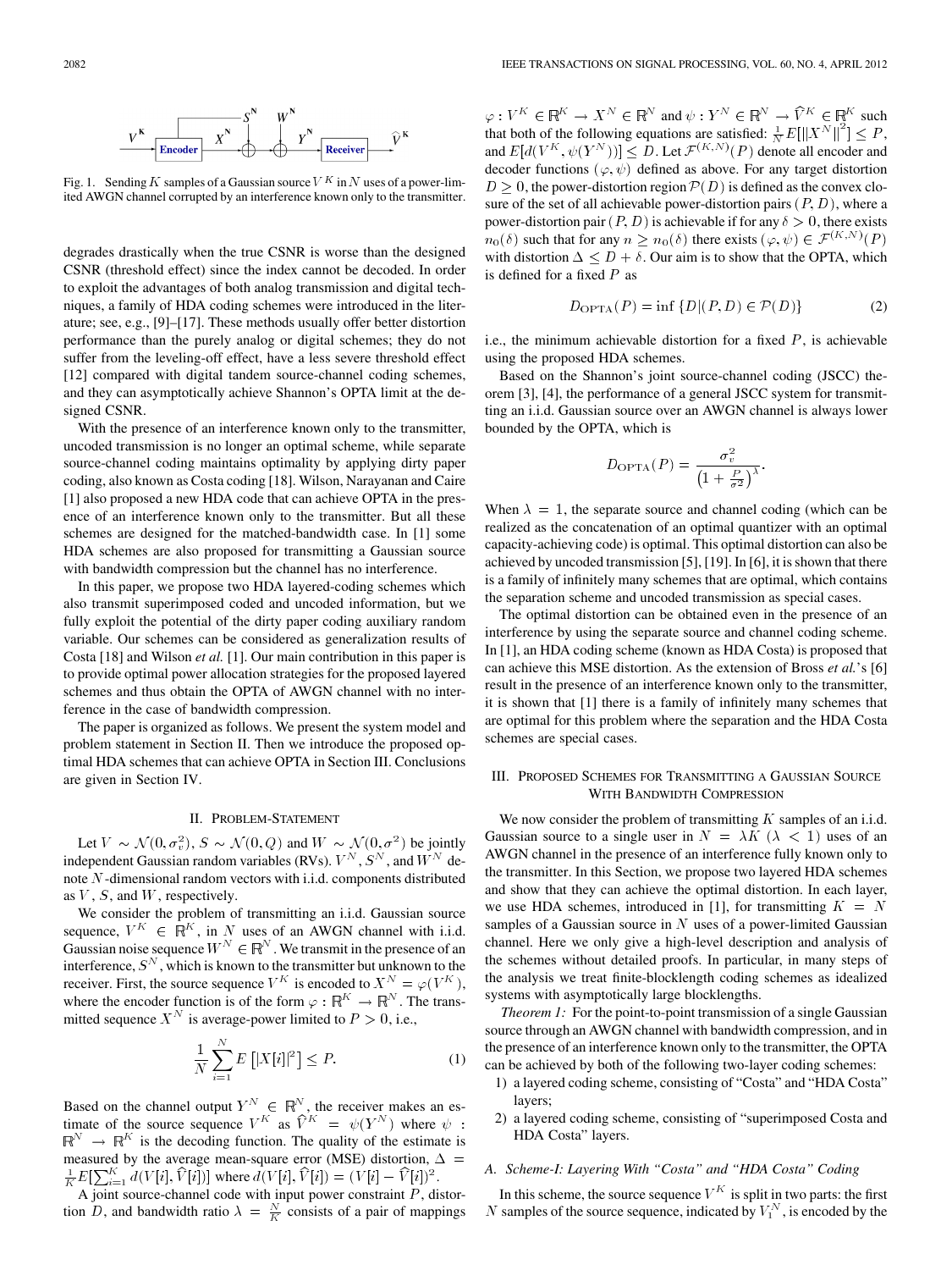Fig. 1. Sending $K$ samples of a Gaussian source $V^K$ in $N$ uses of a power-limited AWGN channel corrupted by an interference known only to the transmitter.

degrades drastically when the true CSNR is worse than the designed CSNR (threshold effect) since the index cannot be decoded. In order to exploit the advantages of both analog transmission and digital techniques, a family of HDA coding schemes were introduced in the literature; see, e.g., [9]–[17]. These methods usually offer better distortion performance than the purely analog or digital schemes; they do not suffer from the leveling-off effect, have a less severe threshold effect [12] compared with digital tandem source-channel coding schemes, and they can asymptotically achieve Shannon's OPTA limit at the designed CSNR.

With the presence of an interference known only to the transmitter, uncoded transmission is no longer an optimal scheme, while separate source-channel coding maintains optimality by applying dirty paper coding, also known as Costa coding [18]. Wilson, Narayanan and Caire [1] also proposed a new HDA code that can achieve OPTA in the presence of an interference known only to the transmitter. But all these schemes are designed for the matched-bandwidth case. In [1] some HDA schemes are also proposed for transmitting a Gaussian source with bandwidth compression but the channel has no interference.

In this paper, we propose two HDA layered-coding schemes which also transmit superimposed coded and uncoded information, but we fully exploit the potential of the dirty paper coding auxiliary random variable. Our schemes can be considered as generalization results of Costa [18] and Wilson *et al.* [1]. Our main contribution in this paper is to provide optimal power allocation strategies for the proposed layered schemes and thus obtain the OPTA of AWGN channel with no interference in the case of bandwidth compression.

The paper is organized as follows. We present the system model and problem statement in Section II. Then we introduce the proposed optimal HDA schemes that can achieve OPTA in Section III. Conclusions are given in Section IV.

## II. Problem-Statement

Let $V \sim \mathcal{N}(0, \sigma_v^2)$, $S \sim \mathcal{N}(0, Q)$ and $W \sim \mathcal{N}(0, \sigma^2)$ be jointly independent Gaussian random variables (RVs). $V^N$, $S^N$, and $W^N$ denote $N$-dimensional random vectors with i.i.d. components distributed as $V$, $S$, and $W$, respectively.

We consider the problem of transmitting an i.i.d. Gaussian source sequence, $V^K \in \mathbb{R}^K$, in $N$ uses of an AWGN channel with i.i.d. Gaussian noise sequence $W^N \in \mathbb{R}^N$. We transmit in the presence of an interference, $S^N$, which is known to the transmitter but unknown to the receiver. First, the source sequence $V^K$ is encoded to $X^N = \varphi(V^K)$, where the encoder function is of the form $\varphi : \mathbb{R}^K \to \mathbb{R}^N$. The transmitted sequence $X^N$ is average-power limited to $P > 0$, i.e.,

$$\frac{1}{N}\sum_{i=1}^{N} E\left[|X[i]|^2\right] \le P. \tag{1}$$

Based on the channel output $Y^N \in \mathbb{R}^N$, the receiver makes an estimate of the source sequence $V^K$ as $\widehat{V}^K = \psi(Y^N)$ where $\psi : \mathbb{R}^N \to \mathbb{R}^K$ is the decoding function. The quality of the estimate is measured by the average mean-square error (MSE) distortion, $\Delta = \frac{1}{K}E[\sum_{i=1}^{K} d(V[i], \widehat{V}[i])]$ where $d(V[i], \widehat{V}[i]) = (V[i] - \widehat{V}[i])^2$.

A joint source-channel code with input power constraint $P$, distortion $D$, and bandwidth ratio $\lambda = \frac{N}{K}$ consists of a pair of mappings $\varphi : V^K \in \mathbb{R}^K \to X^N \in \mathbb{R}^N$ and $\psi : Y^N \in \mathbb{R}^N \to \widehat{V}^K \in \mathbb{R}^K$ such that both of the following equations are satisfied: $\frac{1}{N}E[\|X^N\|^2] \le P$, and $E[d(V^K, \psi(Y^N))] \le D$. Let $\mathcal{F}^{(K,N)}(P)$ denote all encoder and decoder functions $(\varphi, \psi)$ defined as above. For any target distortion $D \ge 0$, the power-distortion region $\mathcal{P}(D)$ is defined as the convex closure of the set of all achievable power-distortion pairs $(P, D)$, where a power-distortion pair $(P, D)$ is achievable if for any $\delta > 0$, there exists $n_0(\delta)$ such that for any $n \ge n_0(\delta)$ there exists $(\varphi, \psi) \in \mathcal{F}^{(K,N)}(P)$ with distortion $\Delta \le D + \delta$. Our aim is to show that the OPTA, which is defined for a fixed $P$ as

$$D_{\text{OPTA}}(P) = \inf\{D|(P, D) \in \mathcal{P}(D)\} \tag{2}$$

i.e., the minimum achievable distortion for a fixed $P$, is achievable using the proposed HDA schemes.

Based on the Shannon's joint source-channel coding (JSCC) theorem [3], [4], the performance of a general JSCC system for transmitting an i.i.d. Gaussian source over an AWGN channel is always lower bounded by the OPTA, which is

$$D_{\text{OPTA}}(P) = \frac{\sigma_v^2}{\left(1 + \frac{P}{\sigma^2}\right)^{\lambda}}.$$

When $\lambda = 1$, the separate source and channel coding (which can be realized as the concatenation of an optimal quantizer with an optimal capacity-achieving code) is optimal. This optimal distortion can also be achieved by uncoded transmission [5], [19]. In [6], it is shown that there is a family of infinitely many schemes that are optimal, which contains the separation scheme and uncoded transmission as special cases.

The optimal distortion can be obtained even in the presence of an interference by using the separate source and channel coding scheme. In [1], an HDA coding scheme (known as HDA Costa) is proposed that can achieve this MSE distortion. As the extension of Bross *et al.*'s [6] result in the presence of an interference known only to the transmitter, it is shown that [1] there is a family of infinitely many schemes that are optimal for this problem where the separation and the HDA Costa schemes are special cases.

## III. Proposed Schemes for Transmitting a Gaussian Source With Bandwidth Compression

We now consider the problem of transmitting $K$ samples of an i.i.d. Gaussian source to a single user in $N = \lambda K$ ($\lambda < 1$) uses of an AWGN channel in the presence of an interference fully known only to the transmitter. In this Section, we propose two layered HDA schemes and show that they can achieve the optimal distortion. In each layer, we use HDA schemes, introduced in [1], for transmitting $K = N$ samples of a Gaussian source in $N$ uses of a power-limited Gaussian channel. Here we only give a high-level description and analysis of the schemes without detailed proofs. In particular, in many steps of the analysis we treat finite-blocklength coding schemes as idealized systems with asymptotically large blocklengths.

*Theorem 1:* For the point-to-point transmission of a single Gaussian source through an AWGN channel with bandwidth compression, and in the presence of an interference known only to the transmitter, the OPTA can be achieved by both of the following two-layer coding schemes:

1) a layered coding scheme, consisting of "Costa" and "HDA Costa" layers;
2) a layered coding scheme, consisting of "superimposed Costa and HDA Costa" layers.

### A. Scheme-I: Layering With "Costa" and "HDA Costa" Coding

In this scheme, the source sequence $V^K$ is split in two parts: the first $N$ samples of the source sequence, indicated by $V_1^N$, is encoded by the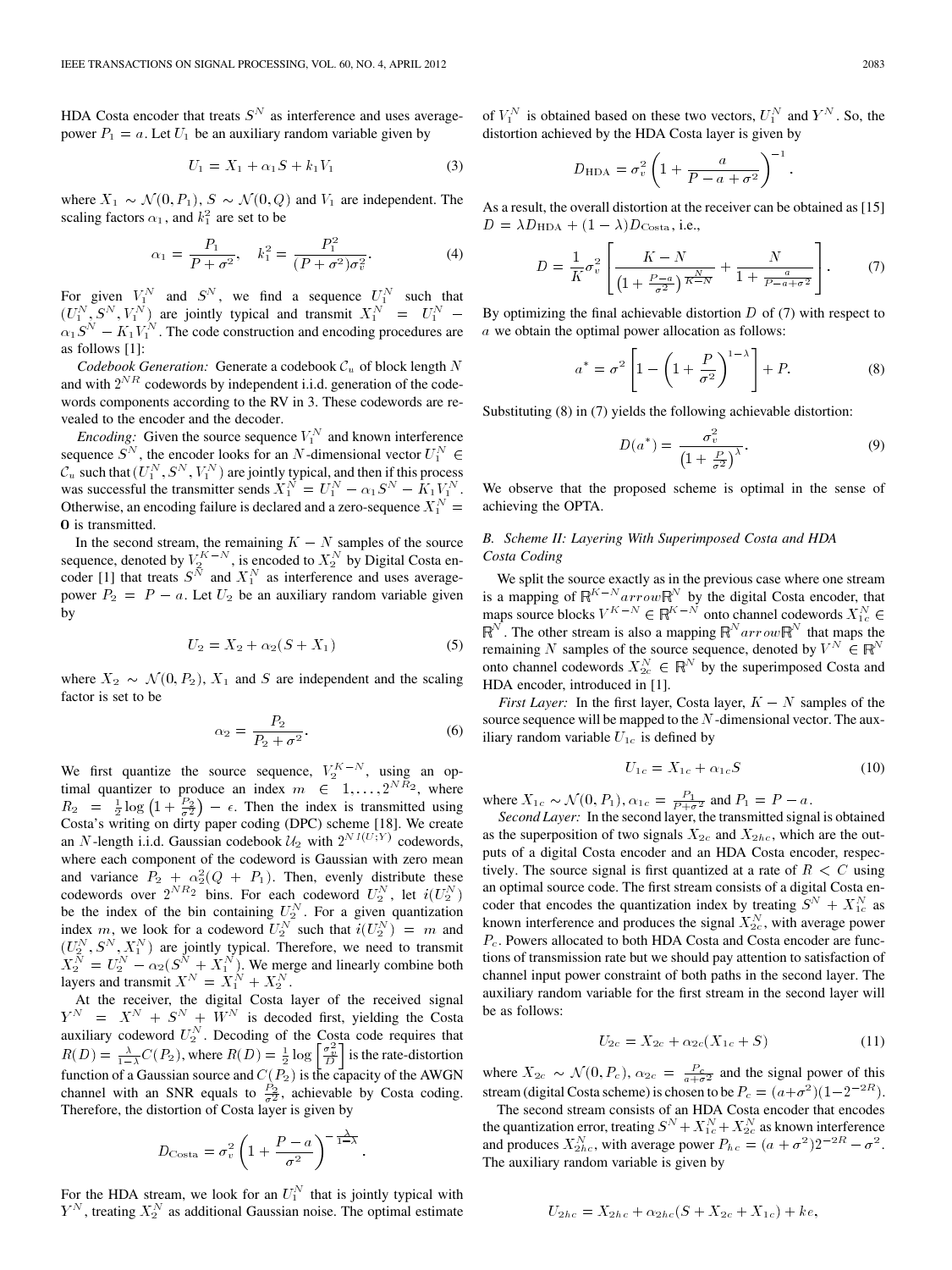HDA Costa encoder that treats $S^N$ as interference and uses average-power $P_1 = a$. Let $U_1$ be an auxiliary random variable given by

$$U_1 = X_1 + \alpha_1 S + k_1 V_1 \tag{3}$$

where $X_1 \sim \mathcal{N}(0, P_1)$, $S \sim \mathcal{N}(0, Q)$ and $V_1$ are independent. The scaling factors $\alpha_1$, and $k_1^2$ are set to be

$$\alpha_1 = \frac{P_1}{P + \sigma^2}, \quad k_1^2 = \frac{P_1^2}{(P + \sigma^2)\sigma_v^2}. \tag{4}$$

For given $V_1^N$ and $S^N$, we find a sequence $U_1^N$ such that $(U_1^N, S^N, V_1^N)$ are jointly typical and transmit $X_1^N = U_1^N - \alpha_1 S^N - K_1 V_1^N$. The code construction and encoding procedures are as follows [1]:

*Codebook Generation:* Generate a codebook $\mathcal{C}_u$ of block length $N$ and with $2^{NR}$ codewords by independent i.i.d. generation of the codewords components according to the RV in 3. These codewords are revealed to the encoder and the decoder.

*Encoding:* Given the source sequence $V_1^N$ and known interference sequence $S^N$, the encoder looks for an $N$-dimensional vector $U_1^N \in \mathcal{C}_u$ such that $(U_1^N, S^N, V_1^N)$ are jointly typical, and then if this process was successful the transmitter sends $X_1^N = U_1^N - \alpha_1 S^N - K_1 V_1^N$. Otherwise, an encoding failure is declared and a zero-sequence $X_1^N = \mathbf{0}$ is transmitted.

In the second stream, the remaining $K - N$ samples of the source sequence, denoted by $V_2^{K-N}$, is encoded to $X_2^N$ by Digital Costa encoder [1] that treats $S^N$ and $X_1^N$ as interference and uses average-power $P_2 = P - a$. Let $U_2$ be an auxiliary random variable given by

$$U_2 = X_2 + \alpha_2(S + X_1) \tag{5}$$

where $X_2 \sim \mathcal{N}(0, P_2)$, $X_1$ and $S$ are independent and the scaling factor is set to be

$$\alpha_2 = \frac{P_2}{P_2 + \sigma^2}. \tag{6}$$

We first quantize the source sequence, $V_2^{K-N}$, using an optimal quantizer to produce an index $m \in 1, \ldots, 2^{NR_2}$, where $R_2 = \frac{1}{2}\log\left(1 + \frac{P_2}{\sigma^2}\right) - \epsilon$. Then the index is transmitted using Costa's writing on dirty paper coding (DPC) scheme [18]. We create an $N$-length i.i.d. Gaussian codebook $\mathcal{U}_2$ with $2^{NI(U;Y)}$ codewords, where each component of the codeword is Gaussian with zero mean and variance $P_2 + \alpha_2^2(Q + P_1)$. Then, evenly distribute these codewords over $2^{NR_2}$ bins. For each codeword $U_2^N$, let $i(U_2^N)$ be the index of the bin containing $U_2^N$. For a given quantization index $m$, we look for a codeword $U_2^N$ such that $i(U_2^N) = m$ and $(U_2^N, S^N, X_1^N)$ are jointly typical. Therefore, we need to transmit $X_2^N = U_2^N - \alpha_2(S^N + X_1^N)$. We merge and linearly combine both layers and transmit $X^N = X_1^N + X_2^N$.

At the receiver, the digital Costa layer of the received signal $Y^N = X^N + S^N + W^N$ is decoded first, yielding the Costa auxiliary codeword $U_2^N$. Decoding of the Costa code requires that $R(D) = \frac{\lambda}{1-\lambda}C(P_2)$, where $R(D) = \frac{1}{2}\log\left[\frac{\sigma_v^2}{D}\right]$ is the rate-distortion function of a Gaussian source and $C(P_2)$ is the capacity of the AWGN channel with an SNR equals to $\frac{P_2}{\sigma^2}$, achievable by Costa coding. Therefore, the distortion of Costa layer is given by

$$D_{\text{Costa}} = \sigma_v^2\left(1 + \frac{P - a}{\sigma^2}\right)^{-\frac{\lambda}{1-\lambda}}.$$

For the HDA stream, we look for an $U_1^N$ that is jointly typical with $Y^N$, treating $X_2^N$ as additional Gaussian noise. The optimal estimate of $V_1^N$ is obtained based on these two vectors, $U_1^N$ and $Y^N$. So, the distortion achieved by the HDA Costa layer is given by

$$D_{\text{HDA}} = \sigma_v^2\left(1 + \frac{a}{P - a + \sigma^2}\right)^{-1}.$$

As a result, the overall distortion at the receiver can be obtained as [15] $D = \lambda D_{\text{HDA}} + (1 - \lambda)D_{\text{Costa}}$, i.e.,

$$D = \frac{1}{K}\sigma_v^2\left[\frac{K - N}{\left(1 + \frac{P-a}{\sigma^2}\right)^{\frac{N}{K-N}}} + \frac{N}{1 + \frac{a}{P-a+\sigma^2}}\right]. \tag{7}$$

By optimizing the final achievable distortion $D$ of (7) with respect to $a$ we obtain the optimal power allocation as follows:

$$a^* = \sigma^2\left[1 - \left(1 + \frac{P}{\sigma^2}\right)^{1-\lambda}\right] + P. \tag{8}$$

Substituting (8) in (7) yields the following achievable distortion:

$$D(a^*) = \frac{\sigma_v^2}{\left(1 + \frac{P}{\sigma^2}\right)^{\lambda}}. \tag{9}$$

We observe that the proposed scheme is optimal in the sense of achieving the OPTA.

### B. Scheme II: Layering With Superimposed Costa and HDA Costa Coding

We split the source exactly as in the previous case where one stream is a mapping of $\mathbb{R}^{K-N} arrow \mathbb{R}^N$ by the digital Costa encoder, that maps source blocks $V^{K-N} \in \mathbb{R}^{K-N}$ onto channel codewords $X_{1c}^N \in \mathbb{R}^N$. The other stream is also a mapping $\mathbb{R}^N arrow \mathbb{R}^N$ that maps the remaining $N$ samples of the source sequence, denoted by $V^N \in \mathbb{R}^N$ onto channel codewords $X_{2c}^N \in \mathbb{R}^N$ by the superimposed Costa and HDA encoder, introduced in [1].

*First Layer:* In the first layer, Costa layer, $K - N$ samples of the source sequence will be mapped to the $N$-dimensional vector. The auxiliary random variable $U_{1c}$ is defined by

$$U_{1c} = X_{1c} + \alpha_{1c} S \tag{10}$$

where $X_{1c} \sim \mathcal{N}(0, P_1)$, $\alpha_{1c} = \frac{P_1}{P+\sigma^2}$ and $P_1 = P - a$.

*Second Layer:* In the second layer, the transmitted signal is obtained as the superposition of two signals $X_{2c}$ and $X_{2hc}$, which are the outputs of a digital Costa encoder and an HDA Costa encoder, respectively. The source signal is first quantized at a rate of $R < C$ using an optimal source code. The first stream consists of a digital Costa encoder that encodes the quantization index by treating $S^N + X_{1c}^N$ as known interference and produces the signal $X_{2c}^N$, with average power $P_c$. Powers allocated to both HDA Costa and Costa encoder are functions of transmission rate but we should pay attention to satisfaction of channel input power constraint of both paths in the second layer. The auxiliary random variable for the first stream in the second layer will be as follows:

$$U_{2c} = X_{2c} + \alpha_{2c}(X_{1c} + S) \tag{11}$$

where $X_{2c} \sim \mathcal{N}(0, P_c)$, $\alpha_{2c} = \frac{P_c}{a+\sigma^2}$ and the signal power of this stream (digital Costa scheme) is chosen to be $P_c = (a+\sigma^2)(1-2^{-2R})$.

The second stream consists of an HDA Costa encoder that encodes the quantization error, treating $S^N + X_{1c}^N + X_{2c}^N$ as known interference and produces $X_{2hc}^N$, with average power $P_{hc} = (a + \sigma^2)2^{-2R} - \sigma^2$. The auxiliary random variable is given by

$$U_{2hc} = X_{2hc} + \alpha_{2hc}(S + X_{2c} + X_{1c}) + ke,$$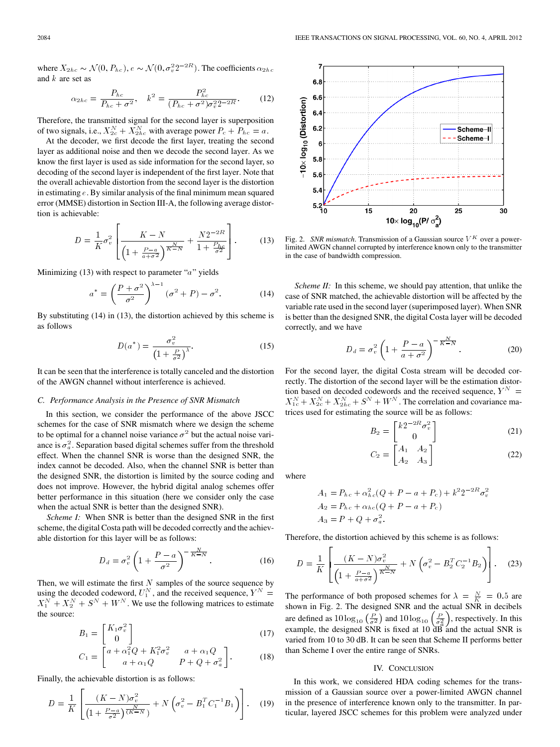where $X_{2hc} \sim \mathcal{N}(0, P_{hc})$, $e \sim \mathcal{N}(0, \sigma_v^2 2^{-2R})$. The coefficients $\alpha_{2hc}$ and $k$ are set as

$$\alpha_{2hc} = \frac{P_{hc}}{P_{hc} + \sigma^2}, \quad k^2 = \frac{P_{hc}^2}{(P_{hc} + \sigma^2)\sigma_v^2 2^{-2R}}. \tag{12}$$

Therefore, the transmitted signal for the second layer is superposition of two signals, i.e., $X_{2c}^N + X_{2hc}^N$ with average power $P_c + P_{hc} = a$.

At the decoder, we first decode the first layer, treating the second layer as additional noise and then we decode the second layer. As we know the first layer is used as side information for the second layer, so decoding of the second layer is independent of the first layer. Note that the overall achievable distortion from the second layer is the distortion in estimating $e$. By similar analysis of the final minimum mean squared error (MMSE) distortion in Section III-A, the following average distortion is achievable:

$$D = \frac{1}{K}\sigma_v^2 \left[ \frac{K-N}{\left(1 + \frac{P-a}{a+\sigma^2}\right)^{\frac{N}{K-N}}} + \frac{N 2^{-2R}}{1 + \frac{P_{hc}}{\sigma^2}} \right]. \tag{13}$$

Minimizing (13) with respect to parameter "$a$" yields

$$a^* = \left(\frac{P + \sigma^2}{\sigma^2}\right)^{\lambda - 1} (\sigma^2 + P) - \sigma^2. \tag{14}$$

By substituting (14) in (13), the distortion achieved by this scheme is as follows

$$D(a^*) = \frac{\sigma_v^2}{\left(1 + \frac{P}{\sigma^2}\right)^{\lambda}}. \tag{15}$$

It can be seen that the interference is totally canceled and the distortion of the AWGN channel without interference is achieved.

### C. Performance Analysis in the Presence of SNR Mismatch

In this section, we consider the performance of the above JSCC schemes for the case of SNR mismatch where we design the scheme to be optimal for a channel noise variance $\sigma^2$ but the actual noise variance is $\sigma_a^2$. Separation based digital schemes suffer from the threshold effect. When the channel SNR is worse than the designed SNR, the index cannot be decoded. Also, when the channel SNR is better than the designed SNR, the distortion is limited by the source coding and does not improve. However, the hybrid digital analog schemes offer better performance in this situation (here we consider only the case when the actual SNR is better than the designed SNR).

*Scheme I:* When SNR is better than the designed SNR in the first scheme, the digital Costa path will be decoded correctly and the achievable distortion for this layer will be as follows:

$$D_d = \sigma_v^2 \left(1 + \frac{P-a}{\sigma^2}\right)^{-\frac{N}{K-N}}. \tag{16}$$

Then, we will estimate the first $N$ samples of the source sequence by using the decoded codeword, $U_1^N$, and the received sequence, $Y^N = X_1^N + X_2^N + S^N + W^N$. We use the following matrices to estimate the source:

$$B_1 = \begin{bmatrix} K_1 \sigma_v^2 \\ 0 \end{bmatrix} \tag{17}$$

$$C_1 = \begin{bmatrix} a + \alpha_1^2 Q + K_1^2 \sigma_v^2 & a + \alpha_1 Q \\ a + \alpha_1 Q & P + Q + \sigma_a^2 \end{bmatrix}. \tag{18}$$

Finally, the achievable distortion is as follows:

$$D = \frac{1}{K}\left[ \frac{(K-N)\sigma_v^2}{\left(1 + \frac{P-a}{\sigma^2}\right)^{\frac{N}{(K-N)}}} + N\left(\sigma_v^2 - B_1^T C_1^{-1} B_1\right) \right]. \tag{19}$$

Fig. 2. *SNR mismatch*. Transmission of a Gaussian source $V^K$ over a power-limited AWGN channel corrupted by interference known only to the transmitter in the case of bandwidth compression.

*Scheme II:* In this scheme, we should pay attention, that unlike the case of SNR matched, the achievable distortion will be affected by the variable rate used in the second layer (superimposed layer). When SNR is better than the designed SNR, the digital Costa layer will be decoded correctly, and we have

$$D_d = \sigma_v^2 \left(1 + \frac{P-a}{a+\sigma^2}\right)^{-\frac{N}{K-N}}. \tag{20}$$

For the second layer, the digital Costa stream will be decoded correctly. The distortion of the second layer will be the estimation distortion based on decoded codewords and the received sequence, $Y^N = X_{1c}^N + X_{2c}^N + X_{2hc}^N + S^N + W^N$. The correlation and covariance matrices used for estimating the source will be as follows:

$$B_2 = \begin{bmatrix} k 2^{-2R} \sigma_v^2 \\ 0 \end{bmatrix} \tag{21}$$

$$C_2 = \begin{bmatrix} A_1 & A_2 \\ A_2 & A_3 \end{bmatrix} \tag{22}$$

where

$$A_1 = P_{hc} + \alpha_{hc}^2 (Q + P - a + P_c) + k^2 2^{-2R} \sigma_v^2$$
$$A_2 = P_{hc} + \alpha_{hc}(Q + P - a + P_c)$$
$$A_3 = P + Q + \sigma_a^2.$$

Therefore, the distortion achieved by this scheme is as follows:

$$D = \frac{1}{K}\left[ \frac{(K-N)\sigma_v^2}{\left(1 + \frac{P-a}{a+\sigma^2}\right)^{\frac{N}{K-N}}} + N\left(\sigma_v^2 - B_2^T C_2^{-1} B_2\right) \right]. \tag{23}$$

The performance of both proposed schemes for $\lambda = \frac{N}{K} = 0.5$ are shown in Fig. 2. The designed SNR and the actual SNR in decibels are defined as $10\log_{10}\left(\frac{P}{\sigma^2}\right)$ and $10\log_{10}\left(\frac{P}{\sigma_a^2}\right)$, respectively. In this example, the designed SNR is fixed at 10 dB and the actual SNR is varied from 10 to 30 dB. It can be seen that Scheme II performs better than Scheme I over the entire range of SNRs.

## IV. Conclusion

In this work, we considered HDA coding schemes for the transmission of a Gaussian source over a power-limited AWGN channel in the presence of interference known only to the transmitter. In particular, layered JSCC schemes for this problem were analyzed under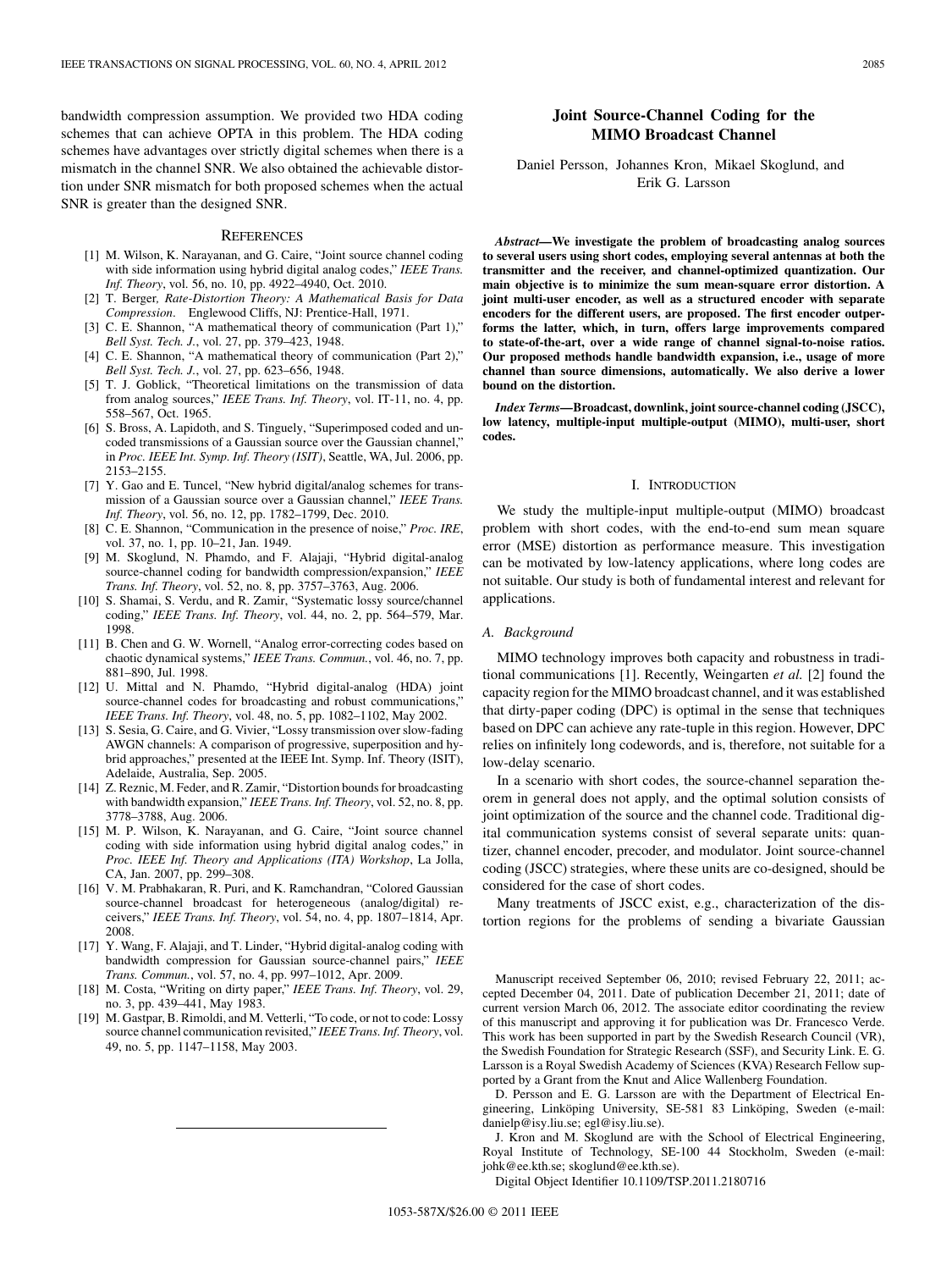bandwidth compression assumption. We provided two HDA coding schemes that can achieve OPTA in this problem. The HDA coding schemes have advantages over strictly digital schemes when there is a mismatch in the channel SNR. We also obtained the achievable distortion under SNR mismatch for both proposed schemes when the actual SNR is greater than the designed SNR.

## References

[1] M. Wilson, K. Narayanan, and G. Caire, "Joint source channel coding with side information using hybrid digital analog codes," *IEEE Trans. Inf. Theory*, vol. 56, no. 10, pp. 4922–4940, Oct. 2010.

[2] T. Berger, *Rate-Distortion Theory: A Mathematical Basis for Data Compression*. Englewood Cliffs, NJ: Prentice-Hall, 1971.

[3] C. E. Shannon, "A mathematical theory of communication (Part 1)," *Bell Syst. Tech. J.*, vol. 27, pp. 379–423, 1948.

[4] C. E. Shannon, "A mathematical theory of communication (Part 2)," *Bell Syst. Tech. J.*, vol. 27, pp. 623–656, 1948.

[5] T. J. Goblick, "Theoretical limitations on the transmission of data from analog sources," *IEEE Trans. Inf. Theory*, vol. IT-11, no. 4, pp. 558–567, Oct. 1965.

[6] S. Bross, A. Lapidoth, and S. Tinguely, "Superimposed coded and uncoded transmissions of a Gaussian source over the Gaussian channel," in *Proc. IEEE Int. Symp. Inf. Theory (ISIT)*, Seattle, WA, Jul. 2006, pp. 2153–2155.

[7] Y. Gao and E. Tuncel, "New hybrid digital/analog schemes for transmission of a Gaussian source over a Gaussian channel," *IEEE Trans. Inf. Theory*, vol. 56, no. 12, pp. 1782–1799, Dec. 2010.

[8] C. E. Shannon, "Communication in the presence of noise," *Proc. IRE*, vol. 37, no. 1, pp. 10–21, Jan. 1949.

[9] M. Skoglund, N. Phamdo, and F. Alajaji, "Hybrid digital-analog source-channel coding for bandwidth compression/expansion," *IEEE Trans. Inf. Theory*, vol. 52, no. 8, pp. 3757–3763, Aug. 2006.

[10] S. Shamai, S. Verdu, and R. Zamir, "Systematic lossy source/channel coding," *IEEE Trans. Inf. Theory*, vol. 44, no. 2, pp. 564–579, Mar. 1998.

[11] B. Chen and G. W. Wornell, "Analog error-correcting codes based on chaotic dynamical systems," *IEEE Trans. Commun.*, vol. 46, no. 7, pp. 881–890, Jul. 1998.

[12] U. Mittal and N. Phamdo, "Hybrid digital-analog (HDA) joint source-channel codes for broadcasting and robust communications," *IEEE Trans. Inf. Theory*, vol. 48, no. 5, pp. 1082–1102, May 2002.

[13] S. Sesia, G. Caire, and G. Vivier, "Lossy transmission over slow-fading AWGN channels: A comparison of progressive, superposition and hybrid approaches," presented at the IEEE Int. Symp. Inf. Theory (ISIT), Adelaide, Australia, Sep. 2005.

[14] Z. Reznic, M. Feder, and R. Zamir, "Distortion bounds for broadcasting with bandwidth expansion," *IEEE Trans. Inf. Theory*, vol. 52, no. 8, pp. 3778–3788, Aug. 2006.

[15] M. P. Wilson, K. Narayanan, and G. Caire, "Joint source channel coding with side information using hybrid digital analog codes," in *Proc. IEEE Inf. Theory and Applications (ITA) Workshop*, La Jolla, CA, Jan. 2007, pp. 299–308.

[16] V. M. Prabhakaran, R. Puri, and K. Ramchandran, "Colored Gaussian source-channel broadcast for heterogeneous (analog/digital) receivers," *IEEE Trans. Inf. Theory*, vol. 54, no. 4, pp. 1807–1814, Apr. 2008.

[17] Y. Wang, F. Alajaji, and T. Linder, "Hybrid digital-analog coding with bandwidth compression for Gaussian source-channel pairs," *IEEE Trans. Commun.*, vol. 57, no. 4, pp. 997–1012, Apr. 2009.

[18] M. Costa, "Writing on dirty paper," *IEEE Trans. Inf. Theory*, vol. 29, no. 3, pp. 439–441, May 1983.

[19] M. Gastpar, B. Rimoldi, and M. Vetterli, "To code, or not to code: Lossy source channel communication revisited," *IEEE Trans. Inf. Theory*, vol. 49, no. 5, pp. 1147–1158, May 2003.

# Joint Source-Channel Coding for the MIMO Broadcast Channel

Daniel Persson, Johannes Kron, Mikael Skoglund, and Erik G. Larsson

***Abstract*—We investigate the problem of broadcasting analog sources to several users using short codes, employing several antennas at both the transmitter and the receiver, and channel-optimized quantization. Our main objective is to minimize the sum mean-square error distortion. A joint multi-user encoder, as well as a structured encoder with separate encoders for the different users, are proposed. The first encoder outperforms the latter, which, in turn, offers large improvements compared to state-of-the-art, over a wide range of channel signal-to-noise ratios. Our proposed methods handle bandwidth expansion, i.e., usage of more channel than source dimensions, automatically. We also derive a lower bound on the distortion.**

***Index Terms*—Broadcast, downlink, joint source-channel coding (JSCC), low latency, multiple-input multiple-output (MIMO), multi-user, short codes.**

## I. Introduction

We study the multiple-input multiple-output (MIMO) broadcast problem with short codes, with the end-to-end sum mean square error (MSE) distortion as performance measure. This investigation can be motivated by low-latency applications, where long codes are not suitable. Our study is both of fundamental interest and relevant for applications.

### A. Background

MIMO technology improves both capacity and robustness in traditional communications [1]. Recently, Weingarten *et al.* [2] found the capacity region for the MIMO broadcast channel, and it was established that dirty-paper coding (DPC) is optimal in the sense that techniques based on DPC can achieve any rate-tuple in this region. However, DPC relies on infinitely long codewords, and is, therefore, not suitable for a low-delay scenario.

In a scenario with short codes, the source-channel separation theorem in general does not apply, and the optimal solution consists of joint optimization of the source and the channel code. Traditional digital communication systems consist of several separate units: quantizer, channel encoder, precoder, and modulator. Joint source-channel coding (JSCC) strategies, where these units are co-designed, should be considered for the case of short codes.

Many treatments of JSCC exist, e.g., characterization of the distortion regions for the problems of sending a bivariate Gaussian

Manuscript received September 06, 2010; revised February 22, 2011; accepted December 04, 2011. Date of publication December 21, 2011; date of current version March 06, 2012. The associate editor coordinating the review of this manuscript and approving it for publication was Dr. Francesco Verde. This work has been supported in part by the Swedish Research Council (VR), the Swedish Foundation for Strategic Research (SSF), and Security Link. E. G. Larsson is a Royal Swedish Academy of Sciences (KVA) Research Fellow supported by a Grant from the Knut and Alice Wallenberg Foundation.

D. Persson and E. G. Larsson are with the Department of Electrical Engineering, Linköping University, SE-581 83 Linköping, Sweden (e-mail: danielp@isy.liu.se; egl@isy.liu.se).

J. Kron and M. Skoglund are with the School of Electrical Engineering, Royal Institute of Technology, SE-100 44 Stockholm, Sweden (e-mail: johk@ee.kth.se; skoglund@ee.kth.se).

Digital Object Identifier 10.1109/TSP.2011.2180716